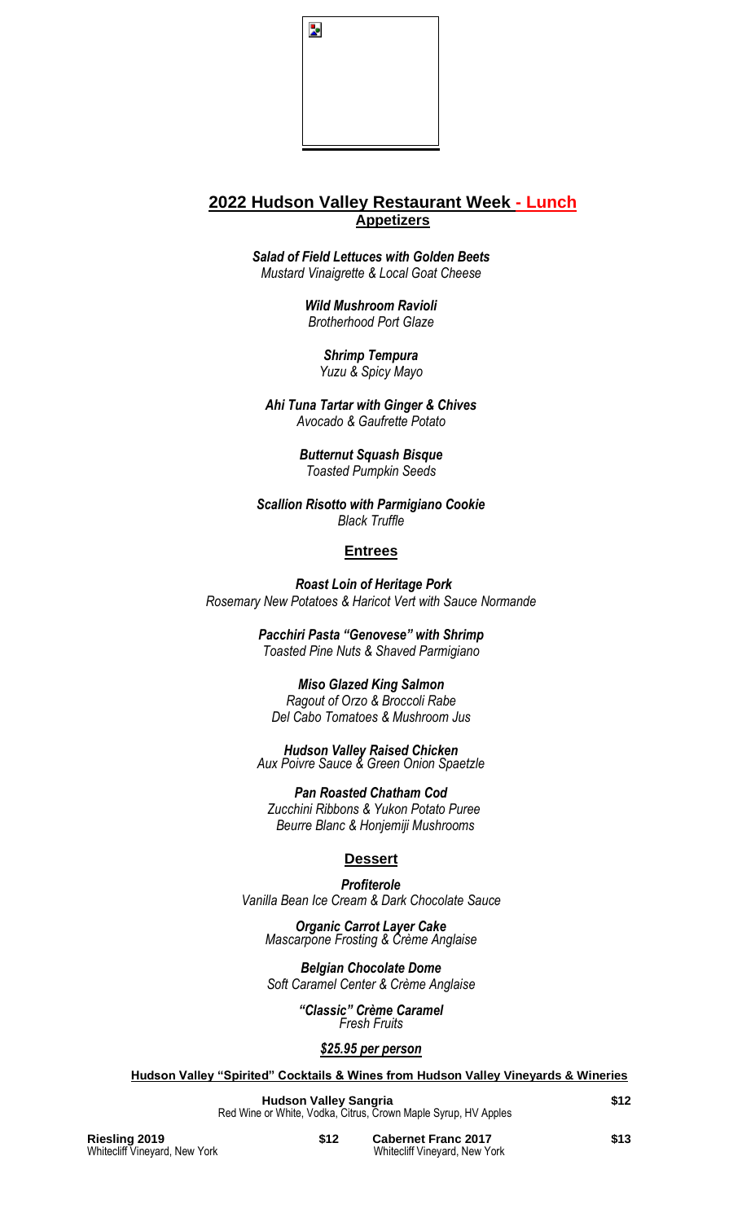## 2022 Hudson Valley Restaurant Week - Lunch

### Appetizers

***Salad of Field Lettuces with Golden Beets***
*Mustard Vinaigrette & Local Goat Cheese*

***Wild Mushroom Ravioli***
*Brotherhood Port Glaze*

***Shrimp Tempura***
*Yuzu & Spicy Mayo*

***Ahi Tuna Tartar with Ginger & Chives***
*Avocado & Gaufrette Potato*

***Butternut Squash Bisque***
*Toasted Pumpkin Seeds*

***Scallion Risotto with Parmigiano Cookie***
*Black Truffle*

### Entrees

***Roast Loin of Heritage Pork***
*Rosemary New Potatoes & Haricot Vert with Sauce Normande*

***Pacchiri Pasta "Genovese" with Shrimp***
*Toasted Pine Nuts & Shaved Parmigiano*

***Miso Glazed King Salmon***
*Ragout of Orzo & Broccoli Rabe*
*Del Cabo Tomatoes & Mushroom Jus*

***Hudson Valley Raised Chicken***
*Aux Poivre Sauce & Green Onion Spaetzle*

***Pan Roasted Chatham Cod***
*Zucchini Ribbons & Yukon Potato Puree*
*Beurre Blanc & Honjemiji Mushrooms*

### Dessert

***Profiterole***
*Vanilla Bean Ice Cream & Dark Chocolate Sauce*

***Organic Carrot Layer Cake***
*Mascarpone Frosting & Crème Anglaise*

***Belgian Chocolate Dome***
*Soft Caramel Center & Crème Anglaise*

***"Classic" Crème Caramel***
*Fresh Fruits*

***$25.95 per person***

**Hudson Valley "Spirited" Cocktails & Wines from Hudson Valley Vineyards & Wineries**

**Hudson Valley Sangria** **$12**
Red Wine or White, Vodka, Citrus, Crown Maple Syrup, HV Apples

**Riesling 2019** **$12**
Whitecliff Vineyard, New York

**Cabernet Franc 2017** **$13**
Whitecliff Vineyard, New York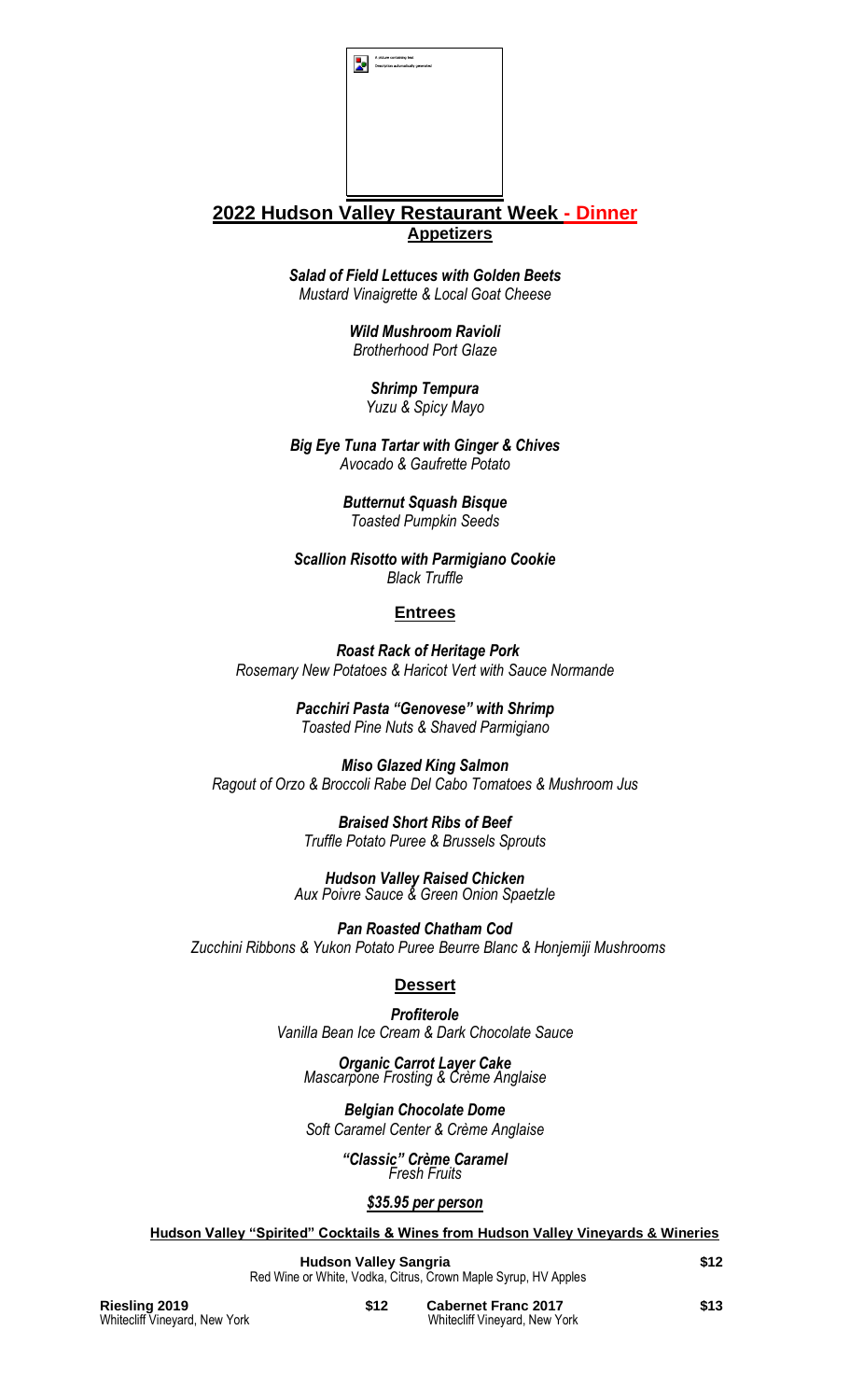# 2022 Hudson Valley Restaurant Week - Dinner

## Appetizers

***Salad of Field Lettuces with Golden Beets***
*Mustard Vinaigrette & Local Goat Cheese*

***Wild Mushroom Ravioli***
*Brotherhood Port Glaze*

***Shrimp Tempura***
*Yuzu & Spicy Mayo*

***Big Eye Tuna Tartar with Ginger & Chives***
*Avocado & Gaufrette Potato*

***Butternut Squash Bisque***
*Toasted Pumpkin Seeds*

***Scallion Risotto with Parmigiano Cookie***
*Black Truffle*

## Entrees

***Roast Rack of Heritage Pork***
*Rosemary New Potatoes & Haricot Vert with Sauce Normande*

***Pacchiri Pasta "Genovese" with Shrimp***
*Toasted Pine Nuts & Shaved Parmigiano*

***Miso Glazed King Salmon***
*Ragout of Orzo & Broccoli Rabe Del Cabo Tomatoes & Mushroom Jus*

***Braised Short Ribs of Beef***
*Truffle Potato Puree & Brussels Sprouts*

***Hudson Valley Raised Chicken***
*Aux Poivre Sauce & Green Onion Spaetzle*

***Pan Roasted Chatham Cod***
*Zucchini Ribbons & Yukon Potato Puree Beurre Blanc & Honjemiji Mushrooms*

## Dessert

***Profiterole***
*Vanilla Bean Ice Cream & Dark Chocolate Sauce*

***Organic Carrot Layer Cake***
*Mascarpone Frosting & Crème Anglaise*

***Belgian Chocolate Dome***
*Soft Caramel Center & Crème Anglaise*

***"Classic" Crème Caramel***
*Fresh Fruits*

***$35.95 per person***

**Hudson Valley "Spirited" Cocktails & Wines from Hudson Valley Vineyards & Wineries**

**Hudson Valley Sangria** — **$12**
Red Wine or White, Vodka, Citrus, Crown Maple Syrup, HV Apples

**Riesling 2019** — **$12**
Whitecliff Vineyard, New York

**Cabernet Franc 2017** — **$13**
Whitecliff Vineyard, New York